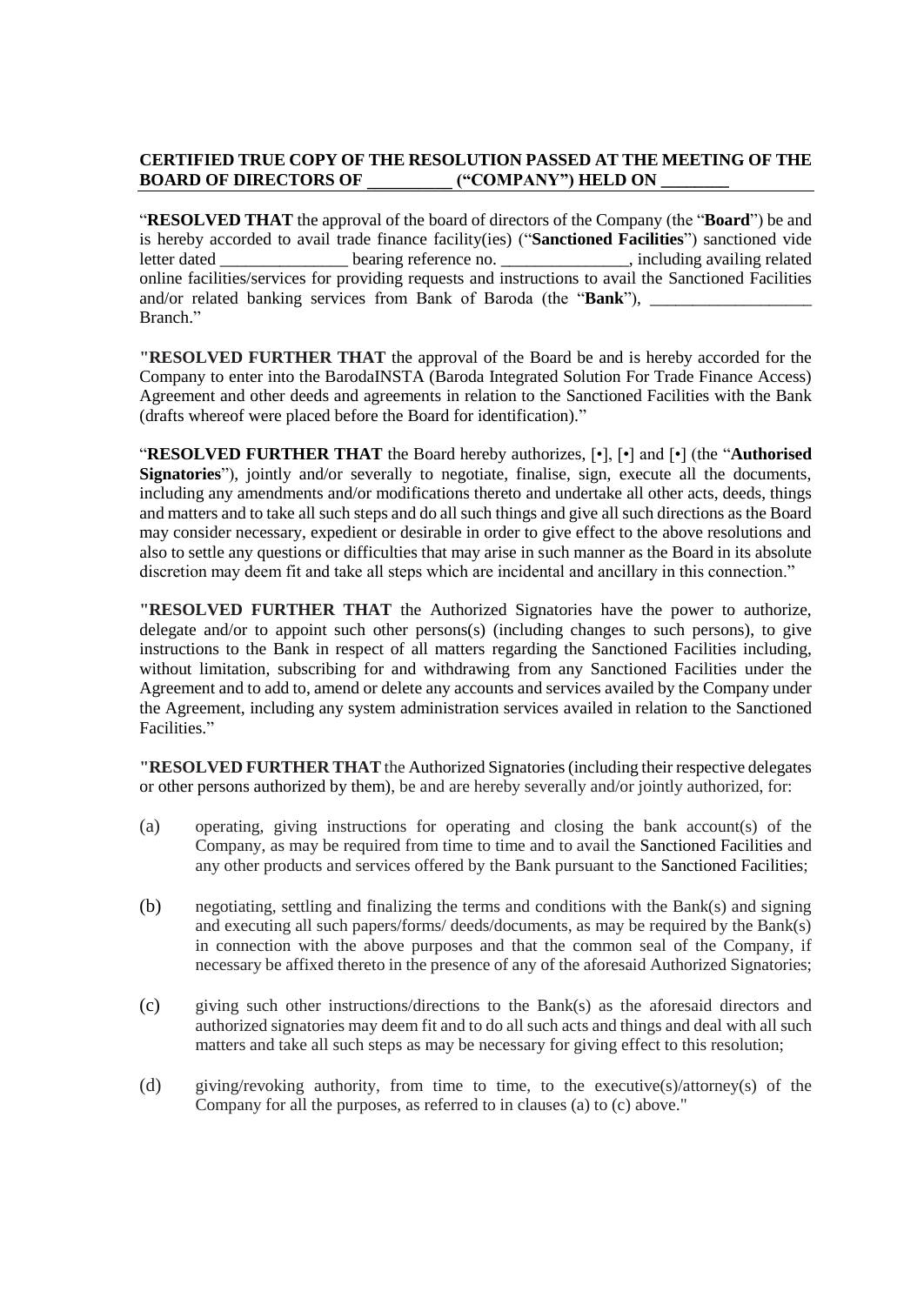**CERTIFIED TRUE COPY OF THE RESOLUTION PASSED AT THE MEETING OF THE BOARD OF DIRECTORS OF __________ ("COMPANY") HELD ON ________**

"**RESOLVED THAT** the approval of the board of directors of the Company (the "**Board**") be and is hereby accorded to avail trade finance facility(ies) ("**Sanctioned Facilities**") sanctioned vide letter dated _______________ bearing reference no. _______________, including availing related online facilities/services for providing requests and instructions to avail the Sanctioned Facilities and/or related banking services from Bank of Baroda (the "**Bank**"), ___________________ Branch."

"**RESOLVED FURTHER THAT** the approval of the Board be and is hereby accorded for the Company to enter into the BarodaINSTA (Baroda Integrated Solution For Trade Finance Access) Agreement and other deeds and agreements in relation to the Sanctioned Facilities with the Bank (drafts whereof were placed before the Board for identification)."

"**RESOLVED FURTHER THAT** the Board hereby authorizes, [•], [•] and [•] (the "**Authorised Signatories**"), jointly and/or severally to negotiate, finalise, sign, execute all the documents, including any amendments and/or modifications thereto and undertake all other acts, deeds, things and matters and to take all such steps and do all such things and give all such directions as the Board may consider necessary, expedient or desirable in order to give effect to the above resolutions and also to settle any questions or difficulties that may arise in such manner as the Board in its absolute discretion may deem fit and take all steps which are incidental and ancillary in this connection."

"**RESOLVED FURTHER THAT** the Authorized Signatories have the power to authorize, delegate and/or to appoint such other persons(s) (including changes to such persons), to give instructions to the Bank in respect of all matters regarding the Sanctioned Facilities including, without limitation, subscribing for and withdrawing from any Sanctioned Facilities under the Agreement and to add to, amend or delete any accounts and services availed by the Company under the Agreement, including any system administration services availed in relation to the Sanctioned Facilities."

"**RESOLVED FURTHER THAT** the Authorized Signatories (including their respective delegates or other persons authorized by them), be and are hereby severally and/or jointly authorized, for:

(a) operating, giving instructions for operating and closing the bank account(s) of the Company, as may be required from time to time and to avail the Sanctioned Facilities and any other products and services offered by the Bank pursuant to the Sanctioned Facilities;

(b) negotiating, settling and finalizing the terms and conditions with the Bank(s) and signing and executing all such papers/forms/ deeds/documents, as may be required by the Bank(s) in connection with the above purposes and that the common seal of the Company, if necessary be affixed thereto in the presence of any of the aforesaid Authorized Signatories;

(c) giving such other instructions/directions to the Bank(s) as the aforesaid directors and authorized signatories may deem fit and to do all such acts and things and deal with all such matters and take all such steps as may be necessary for giving effect to this resolution;

(d) giving/revoking authority, from time to time, to the executive(s)/attorney(s) of the Company for all the purposes, as referred to in clauses (a) to (c) above."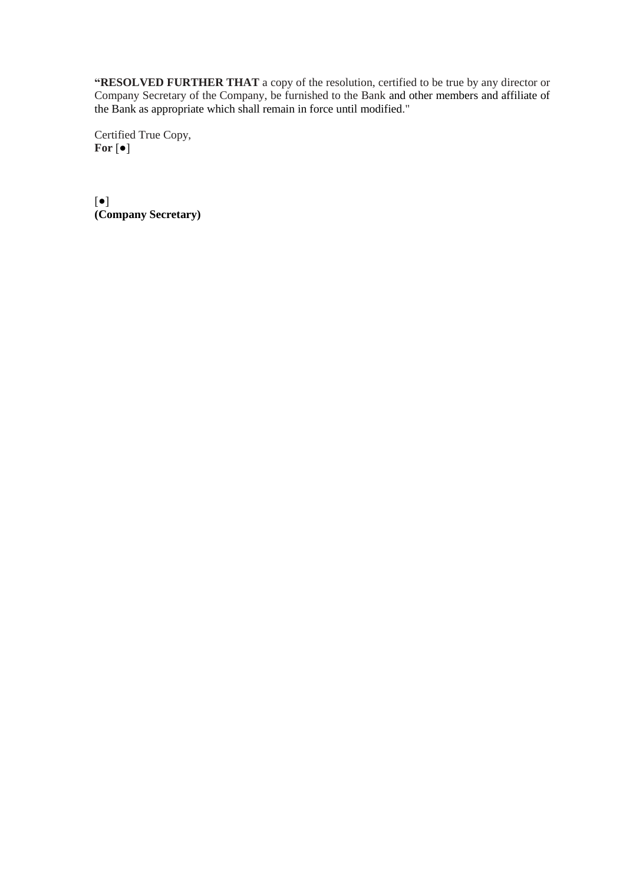**"RESOLVED FURTHER THAT** a copy of the resolution, certified to be true by any director or Company Secretary of the Company, be furnished to the Bank and other members and affiliate of the Bank as appropriate which shall remain in force until modified."

Certified True Copy,
**For** [●]

[●]
**(Company Secretary)**